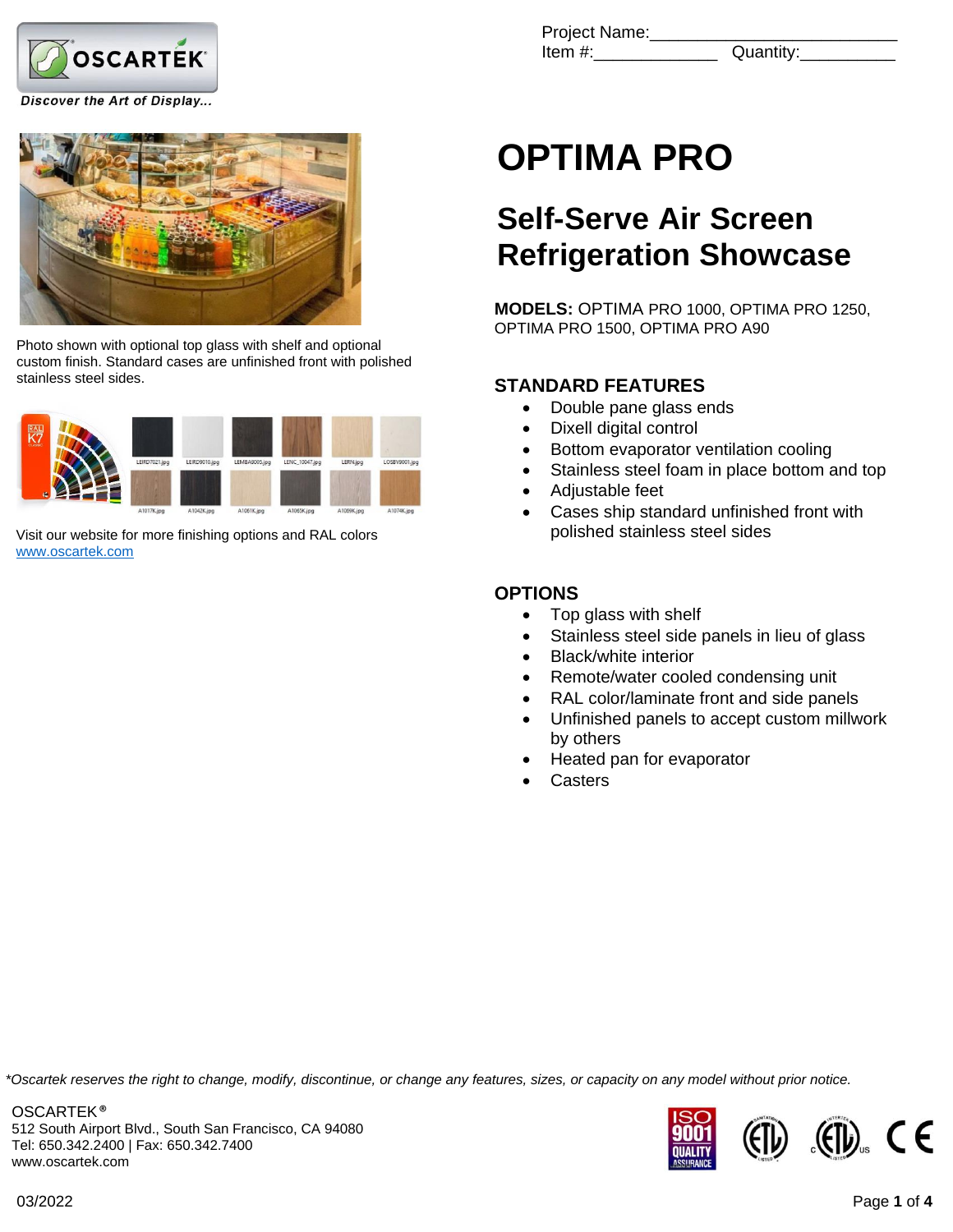Project Name:________________________
Item #:_____________ Quantity:__________

# OPTIMA PRO

## Self-Serve Air Screen Refrigeration Showcase

**MODELS:** OPTIMA PRO 1000, OPTIMA PRO 1250, OPTIMA PRO 1500, OPTIMA PRO A90

Photo shown with optional top glass with shelf and optional custom finish. Standard cases are unfinished front with polished stainless steel sides.

Visit our website for more finishing options and RAL colors
www.oscartek.com

### STANDARD FEATURES

- Double pane glass ends
- Dixell digital control
- Bottom evaporator ventilation cooling
- Stainless steel foam in place bottom and top
- Adjustable feet
- Cases ship standard unfinished front with polished stainless steel sides

### OPTIONS

- Top glass with shelf
- Stainless steel side panels in lieu of glass
- Black/white interior
- Remote/water cooled condensing unit
- RAL color/laminate front and side panels
- Unfinished panels to accept custom millwork by others
- Heated pan for evaporator
- Casters

*Oscartek reserves the right to change, modify, discontinue, or change any features, sizes, or capacity on any model without prior notice.*

OSCARTEK®
512 South Airport Blvd., South San Francisco, CA 94080
Tel: 650.342.2400 | Fax: 650.342.7400
www.oscartek.com

03/2022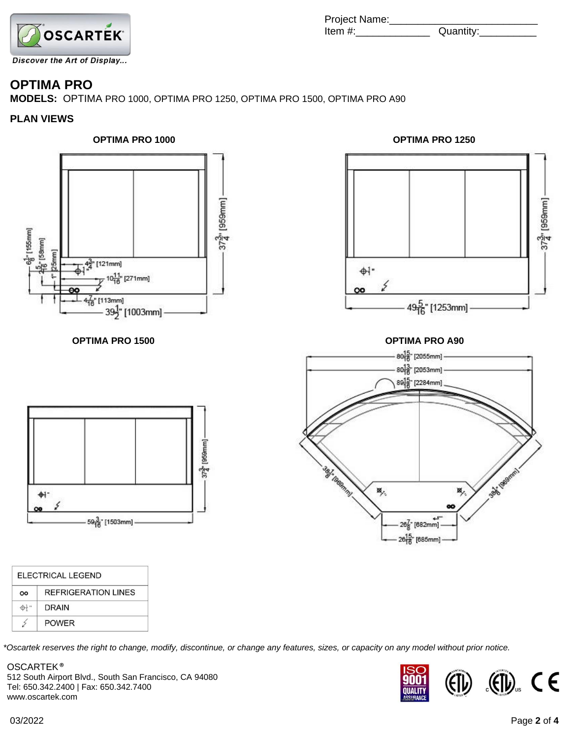Project Name:_________________________
Item #:_____________ Quantity:__________

# OPTIMA PRO

**MODELS:** OPTIMA PRO 1000, OPTIMA PRO 1250, OPTIMA PRO 1500, OPTIMA PRO A90

## PLAN VIEWS

### OPTIMA PRO 1000

6 1/8" [155mm]
2 5/16" [58mm]
1" [25mm]
4 3/4" [121mm]
10 11/16" [271mm]
4 7/16" [113mm]
39 1/2" [1003mm]
37 3/4" [959mm]

### OPTIMA PRO 1250

1"
49 5/16" [1253mm]
37 3/4" [959mm]

### OPTIMA PRO 1500

1"
59 3/16" [1503mm]
37 3/4" [959mm]

### OPTIMA PRO A90

80 15/16" [2055mm]
80 13/16" [2053mm]
89 15/16" [2284mm]
38 1/8" [969mm]
38 1/8" [969mm]
26 7/8" [682mm]
26 15/16" [685mm]

| ELECTRICAL LEGEND | |
|---|---|
| oo | REFRIGERATION LINES |
| ⌀1" | DRAIN |
| ⚡ | POWER |

*Oscartek reserves the right to change, modify, discontinue, or change any features, sizes, or capacity on any model without prior notice.*

OSCARTEK®
512 South Airport Blvd., South San Francisco, CA 94080
Tel: 650.342.2400 | Fax: 650.342.7400
www.oscartek.com

03/2022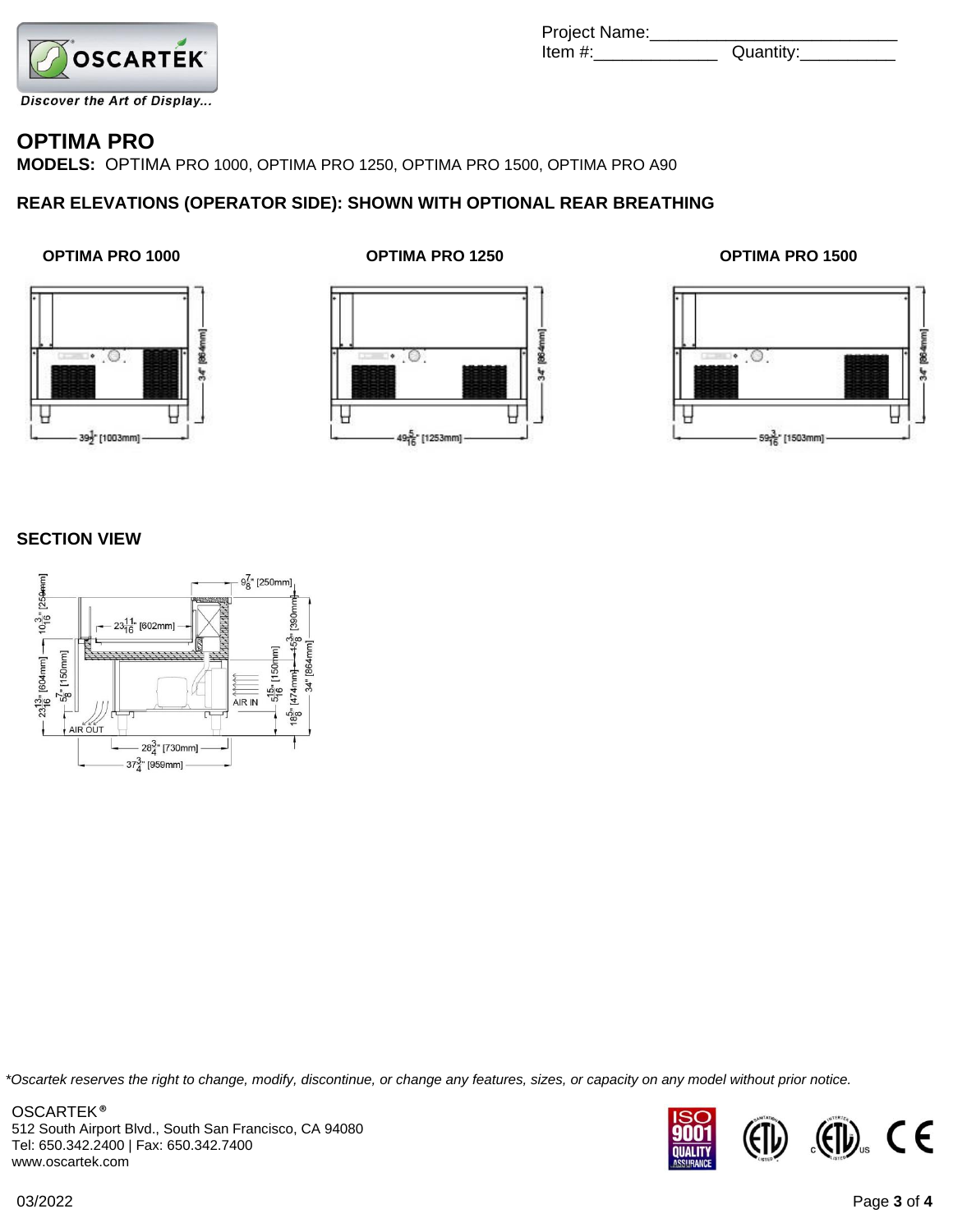Project Name:_________________________
Item #:_____________ Quantity:__________

# OPTIMA PRO

**MODELS:** OPTIMA PRO 1000, OPTIMA PRO 1250, OPTIMA PRO 1500, OPTIMA PRO A90

## REAR ELEVATIONS (OPERATOR SIDE): SHOWN WITH OPTIONAL REAR BREATHING

**OPTIMA PRO 1000**

34" [864mm]
39½" [1003mm]

**OPTIMA PRO 1250**

34" [864mm]
49 5/16" [1253mm]

**OPTIMA PRO 1500**

34" [864mm]
59 3/16" [1503mm]

## SECTION VIEW

9 7/8" [250mm]
10 3/16" [259mm]
23 11/16" [602mm]
23 13/16" [604mm]
5 7/8" [150mm]
5 15/16" [150mm]
15 3/8" [390mm]
34" [864mm]
18 5/8" [474mm]
AIR IN
AIR OUT
28 3/4" [730mm]
37 3/4" [959mm]

*Oscartek reserves the right to change, modify, discontinue, or change any features, sizes, or capacity on any model without prior notice.

OSCARTEK®
512 South Airport Blvd., South San Francisco, CA 94080
Tel: 650.342.2400 | Fax: 650.342.7400
www.oscartek.com

03/2022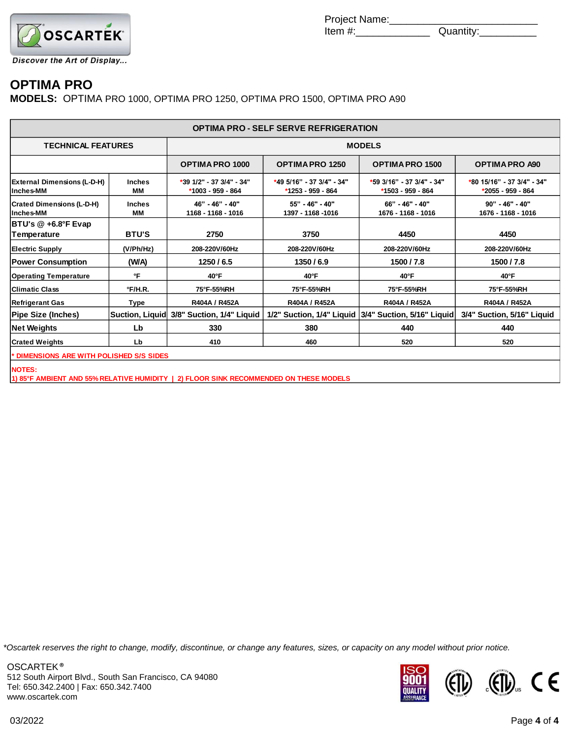Project Name:\_\_\_\_\_\_\_\_\_\_\_\_\_\_\_\_\_\_\_\_\_\_\_\_\_
Item #:\_\_\_\_\_\_\_\_\_\_\_\_\_ Quantity:\_\_\_\_\_\_\_\_\_\_

OSCARTEK®

*Discover the Art of Display...*

# OPTIMA PRO

**MODELS:** OPTIMA PRO 1000, OPTIMA PRO 1250, OPTIMA PRO 1500, OPTIMA PRO A90

| OPTIMA PRO - SELF SERVE REFRIGERATION | | | | | |
|---|---|---|---|---|---|
| TECHNICAL FEATURES | | MODELS | | | |
| | | OPTIMA PRO 1000 | OPTIMA PRO 1250 | OPTIMA PRO 1500 | OPTIMA PRO A90 |
| External Dimensions (L-D-H) Inches-MM | Inches MM | *39 1/2" - 37 3/4" - 34" *1003 - 959 - 864 | *49 5/16" - 37 3/4" - 34" *1253 - 959 - 864 | *59 3/16" - 37 3/4" - 34" *1503 - 959 - 864 | *80 15/16" - 37 3/4" - 34" *2055 - 959 - 864 |
| Crated Dimensions (L-D-H) Inches-MM | Inches MM | 46" - 46" - 40" 1168 - 1168 - 1016 | 55" - 46" - 40" 1397 - 1168 -1016 | 66" - 46" - 40" 1676 - 1168 - 1016 | 90" - 46" - 40" 1676 - 1168 - 1016 |
| BTU's @ +6.8°F Evap Temperature | BTU'S | 2750 | 3750 | 4450 | 4450 |
| Electric Supply | (V/Ph/Hz) | 208-220V/60Hz | 208-220V/60Hz | 208-220V/60Hz | 208-220V/60Hz |
| Power Consumption | (W/A) | 1250 / 6.5 | 1350 / 6.9 | 1500 / 7.8 | 1500 / 7.8 |
| Operating Temperature | °F | 40°F | 40°F | 40°F | 40°F |
| Climatic Class | °F/H.R. | 75°F-55%RH | 75°F-55%RH | 75°F-55%RH | 75°F-55%RH |
| Refrigerant Gas | Type | R404A / R452A | R404A / R452A | R404A / R452A | R404A / R452A |
| Pipe Size (Inches) | Suction, Liquid | 3/8" Suction, 1/4" Liquid | 1/2" Suction, 1/4" Liquid | 3/4" Suction, 5/16" Liquid | 3/4" Suction, 5/16" Liquid |
| Net Weights | Lb | 330 | 380 | 440 | 440 |
| Crated Weights | Lb | 410 | 460 | 520 | 520 |
| * DIMENSIONS ARE WITH POLISHED S/S SIDES | | | | | |
| NOTES: 1) 85°F AMBIENT AND 55% RELATIVE HUMIDITY \| 2) FLOOR SINK RECOMMENDED ON THESE MODELS | | | | | |

*\*Oscartek reserves the right to change, modify, discontinue, or change any features, sizes, or capacity on any model without prior notice.*

OSCARTEK®
512 South Airport Blvd., South San Francisco, CA 94080
Tel: 650.342.2400 | Fax: 650.342.7400
www.oscartek.com

03/2022